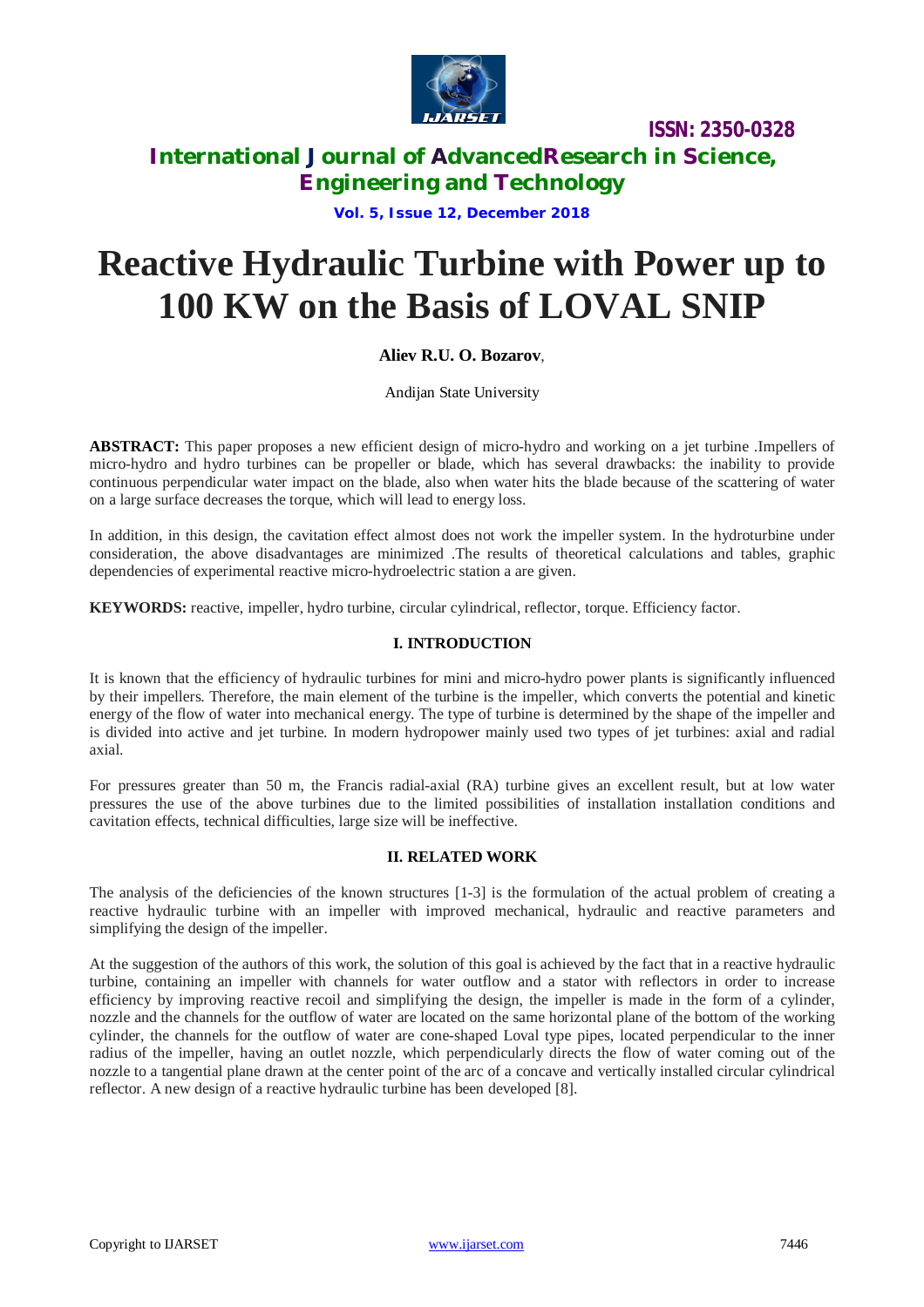# Reactive Hydraulic Turbine with Power up to 100 KW on the Basis of LOVAL SNIP

**Aliev R.U. O. Bozarov**,

Andijan State University

**ABSTRACT:** This paper proposes a new efficient design of micro-hydro and working on a jet turbine .Impellers of micro-hydro and hydro turbines can be propeller or blade, which has several drawbacks: the inability to provide continuous perpendicular water impact on the blade, also when water hits the blade because of the scattering of water on a large surface decreases the torque, which will lead to energy loss.

In addition, in this design, the cavitation effect almost does not work the impeller system. In the hydroturbine under consideration, the above disadvantages are minimized .The results of theoretical calculations and tables, graphic dependencies of experimental reactive micro-hydroelectric station a are given.

**KEYWORDS:** reactive, impeller, hydro turbine, circular cylindrical, reflector, torque. Efficiency factor.

## I. INTRODUCTION

It is known that the efficiency of hydraulic turbines for mini and micro-hydro power plants is significantly influenced by their impellers. Therefore, the main element of the turbine is the impeller, which converts the potential and kinetic energy of the flow of water into mechanical energy. The type of turbine is determined by the shape of the impeller and is divided into active and jet turbine. In modern hydropower mainly used two types of jet turbines: axial and radial axial.

For pressures greater than 50 m, the Francis radial-axial (RA) turbine gives an excellent result, but at low water pressures the use of the above turbines due to the limited possibilities of installation installation conditions and cavitation effects, technical difficulties, large size will be ineffective.

## II. RELATED WORK

The analysis of the deficiencies of the known structures [1-3] is the formulation of the actual problem of creating a reactive hydraulic turbine with an impeller with improved mechanical, hydraulic and reactive parameters and simplifying the design of the impeller.

At the suggestion of the authors of this work, the solution of this goal is achieved by the fact that in a reactive hydraulic turbine, containing an impeller with channels for water outflow and a stator with reflectors in order to increase efficiency by improving reactive recoil and simplifying the design, the impeller is made in the form of a cylinder, nozzle and the channels for the outflow of water are located on the same horizontal plane of the bottom of the working cylinder, the channels for the outflow of water are cone-shaped Loval type pipes, located perpendicular to the inner radius of the impeller, having an outlet nozzle, which perpendicularly directs the flow of water coming out of the nozzle to a tangential plane drawn at the center point of the arc of a concave and vertically installed circular cylindrical reflector. A new design of a reactive hydraulic turbine has been developed [8].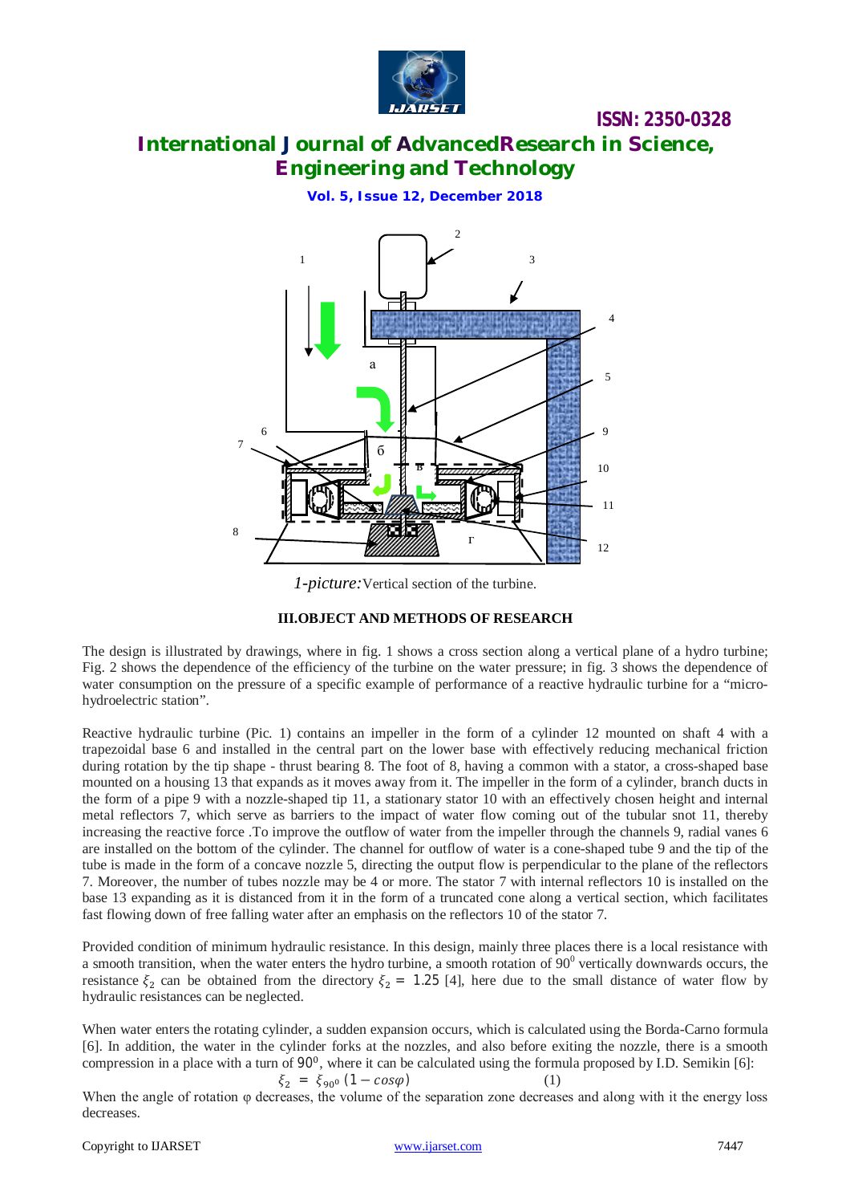*1-picture:*Vertical section of the turbine.

### III.OBJECT AND METHODS OF RESEARCH

The design is illustrated by drawings, where in fig. 1 shows a cross section along a vertical plane of a hydro turbine; Fig. 2 shows the dependence of the efficiency of the turbine on the water pressure; in fig. 3 shows the dependence of water consumption on the pressure of a specific example of performance of a reactive hydraulic turbine for a "micro-hydroelectric station".

Reactive hydraulic turbine (Pic. 1) contains an impeller in the form of a cylinder 12 mounted on shaft 4 with a trapezoidal base 6 and installed in the central part on the lower base with effectively reducing mechanical friction during rotation by the tip shape - thrust bearing 8. The foot of 8, having a common with a stator, a cross-shaped base mounted on a housing 13 that expands as it moves away from it. The impeller in the form of a cylinder, branch ducts in the form of a pipe 9 with a nozzle-shaped tip 11, a stationary stator 10 with an effectively chosen height and internal metal reflectors 7, which serve as barriers to the impact of water flow coming out of the tubular snot 11, thereby increasing the reactive force .To improve the outflow of water from the impeller through the channels 9, radial vanes 6 are installed on the bottom of the cylinder. The channel for outflow of water is a cone-shaped tube 9 and the tip of the tube is made in the form of a concave nozzle 5, directing the output flow is perpendicular to the plane of the reflectors 7. Moreover, the number of tubes nozzle may be 4 or more. The stator 7 with internal reflectors 10 is installed on the base 13 expanding as it is distanced from it in the form of a truncated cone along a vertical section, which facilitates fast flowing down of free falling water after an emphasis on the reflectors 10 of the stator 7.

Provided condition of minimum hydraulic resistance. In this design, mainly three places there is a local resistance with a smooth transition, when the water enters the hydro turbine, a smooth rotation of $90^0$ vertically downwards occurs, the resistance $\xi_2$ can be obtained from the directory $\xi_2 = 1.25$ [4], here due to the small distance of water flow by hydraulic resistances can be neglected.

When water enters the rotating cylinder, a sudden expansion occurs, which is calculated using the Borda-Carno formula [6]. In addition, the water in the cylinder forks at the nozzles, and also before exiting the nozzle, there is a smooth compression in a place with a turn of $90^0$, where it can be calculated using the formula proposed by I.D. Semikin [6]:

$$\xi_2 = \xi_{90^0}(1 - cos\varphi) \qquad (1)$$

When the angle of rotation φ decreases, the volume of the separation zone decreases and along with it the energy loss decreases.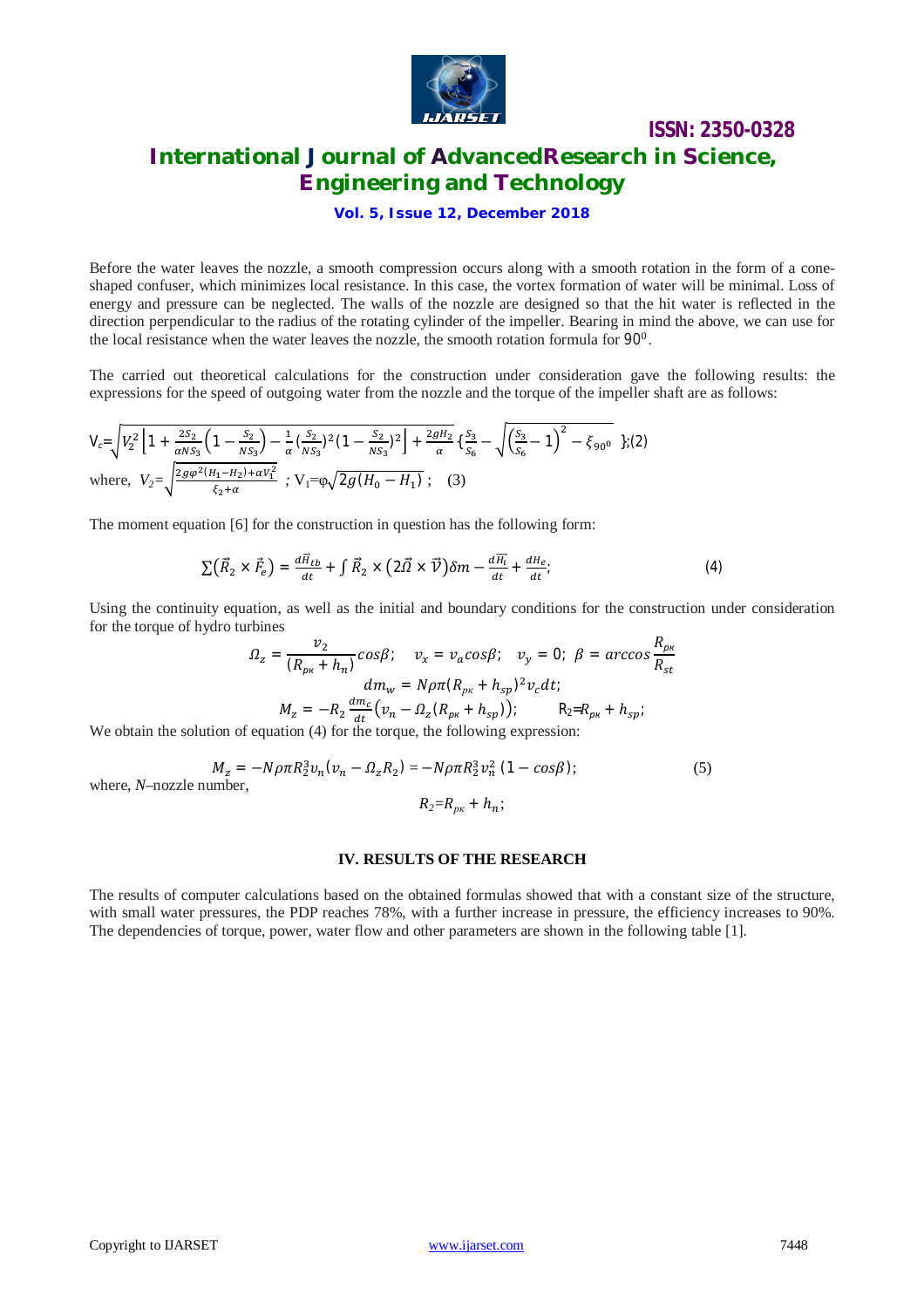Before the water leaves the nozzle, a smooth compression occurs along with a smooth rotation in the form of a cone-shaped confuser, which minimizes local resistance. In this case, the vortex formation of water will be minimal. Loss of energy and pressure can be neglected. The walls of the nozzle are designed so that the hit water is reflected in the direction perpendicular to the radius of the rotating cylinder of the impeller. Bearing in mind the above, we can use for the local resistance when the water leaves the nozzle, the smooth rotation formula for $90^0$.

The carried out theoretical calculations for the construction under consideration gave the following results: the expressions for the speed of outgoing water from the nozzle and the torque of the impeller shaft are as follows:

$$V_c=\sqrt{V_2^2\left[1+\frac{2S_2}{\alpha NS_3}\left(1-\frac{S_2}{NS_3}\right)-\frac{1}{\alpha}\left(\frac{S_2}{NS_3}\right)^2\left(1-\frac{S_2}{NS_3}\right)^2\right]+\frac{2gH_2}{\alpha}}\left\{\frac{S_3}{S_6}-\sqrt{\left(\frac{S_3}{S_6}-1\right)^2-\xi_{90^0}}\right\};(2)$$

where, $V_2=\sqrt{\frac{2g\varphi^2(H_1-H_2)+\alpha V_1^2}{\xi_2+\alpha}}$ ; $V_1=\varphi\sqrt{2g(H_0-H_1)}$ ; (3)

The moment equation [6] for the construction in question has the following form:

$$\sum\left(\vec{R}_2\times\vec{F}_e\right)=\frac{d\vec{H}_{tb}}{dt}+\int\vec{R}_2\times\left(2\vec{\Omega}\times\vec{V}\right)\delta m-\frac{d\vec{H_t}}{dt}+\frac{dH_e}{dt};\qquad(4)$$

Using the continuity equation, as well as the initial and boundary conditions for the construction under consideration for the torque of hydro turbines

$$\Omega_z=\frac{v_2}{(R_{p\kappa}+h_n)}cos\beta;\quad v_x=v_a cos\beta;\quad v_y=0;\ \beta=arccos\frac{R_{p\kappa}}{R_{st}}$$

$$dm_w=N\rho\pi(R_{p\kappa}+h_{sp})^2v_c dt;$$

$$M_z=-R_2\frac{dm_c}{dt}\left(v_n-\Omega_z(R_{p\kappa}+h_{sp})\right);\qquad R_2=R_{p\kappa}+h_{sp};$$

We obtain the solution of equation (4) for the torque, the following expression:

$$M_z=-N\rho\pi R_2^3v_n\left(v_n-\Omega_zR_2\right)=-N\rho\pi R_2^3v_n^2\left(1-cos\beta\right);\qquad(5)$$

where, *N*–nozzle number,

$$R_2=R_{p\kappa}+h_n;$$

## IV. RESULTS OF THE RESEARCH

The results of computer calculations based on the obtained formulas showed that with a constant size of the structure, with small water pressures, the PDP reaches 78%, with a further increase in pressure, the efficiency increases to 90%. The dependencies of torque, power, water flow and other parameters are shown in the following table [1].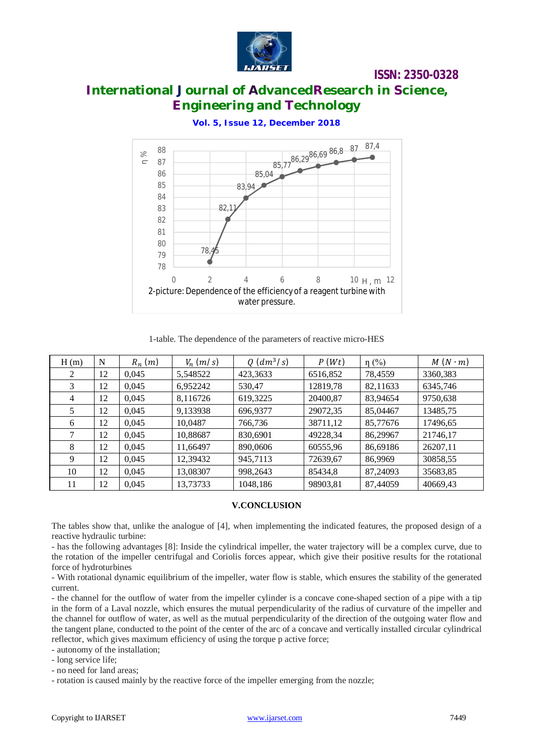2-picture: Dependence of the efficiency of a reagent turbine with water pressure.

1-table. The dependence of the parameters of reactive micro-HES

| H (m) | N | $R_n$ (m) | $V_n$ (m/s) | Q ($dm^3$/s) | P (Wt) | η (%) | M ($N \cdot m$) |
|---|---|---|---|---|---|---|---|
| 2 | 12 | 0,045 | 5,548522 | 423,3633 | 6516,852 | 78,4559 | 3360,383 |
| 3 | 12 | 0,045 | 6,952242 | 530,47 | 12819,78 | 82,11633 | 6345,746 |
| 4 | 12 | 0,045 | 8,116726 | 619,3225 | 20400,87 | 83,94654 | 9750,638 |
| 5 | 12 | 0,045 | 9,133938 | 696,9377 | 29072,35 | 85,04467 | 13485,75 |
| 6 | 12 | 0,045 | 10,0487 | 766,736 | 38711,12 | 85,77676 | 17496,65 |
| 7 | 12 | 0,045 | 10,88687 | 830,6901 | 49228,34 | 86,29967 | 21746,17 |
| 8 | 12 | 0,045 | 11,66497 | 890,0606 | 60555,96 | 86,69186 | 26207,11 |
| 9 | 12 | 0,045 | 12,39432 | 945,7113 | 72639,67 | 86,9969 | 30858,55 |
| 10 | 12 | 0,045 | 13,08307 | 998,2643 | 85434,8 | 87,24093 | 35683,85 |
| 11 | 12 | 0,045 | 13,73733 | 1048,186 | 98903,81 | 87,44059 | 40669,43 |

## V.CONCLUSION

The tables show that, unlike the analogue of [4], when implementing the indicated features, the proposed design of a reactive hydraulic turbine:

- has the following advantages [8]: Inside the cylindrical impeller, the water trajectory will be a complex curve, due to the rotation of the impeller centrifugal and Coriolis forces appear, which give their positive results for the rotational force of hydroturbines
- With rotational dynamic equilibrium of the impeller, water flow is stable, which ensures the stability of the generated current.
- the channel for the outflow of water from the impeller cylinder is a concave cone-shaped section of a pipe with a tip in the form of a Laval nozzle, which ensures the mutual perpendicularity of the radius of curvature of the impeller and the channel for outflow of water, as well as the mutual perpendicularity of the direction of the outgoing water flow and the tangent plane, conducted to the point of the center of the arc of a concave and vertically installed circular cylindrical reflector, which gives maximum efficiency of using the torque p active force;
- autonomy of the installation;
- long service life;
- no need for land areas;
- rotation is caused mainly by the reactive force of the impeller emerging from the nozzle;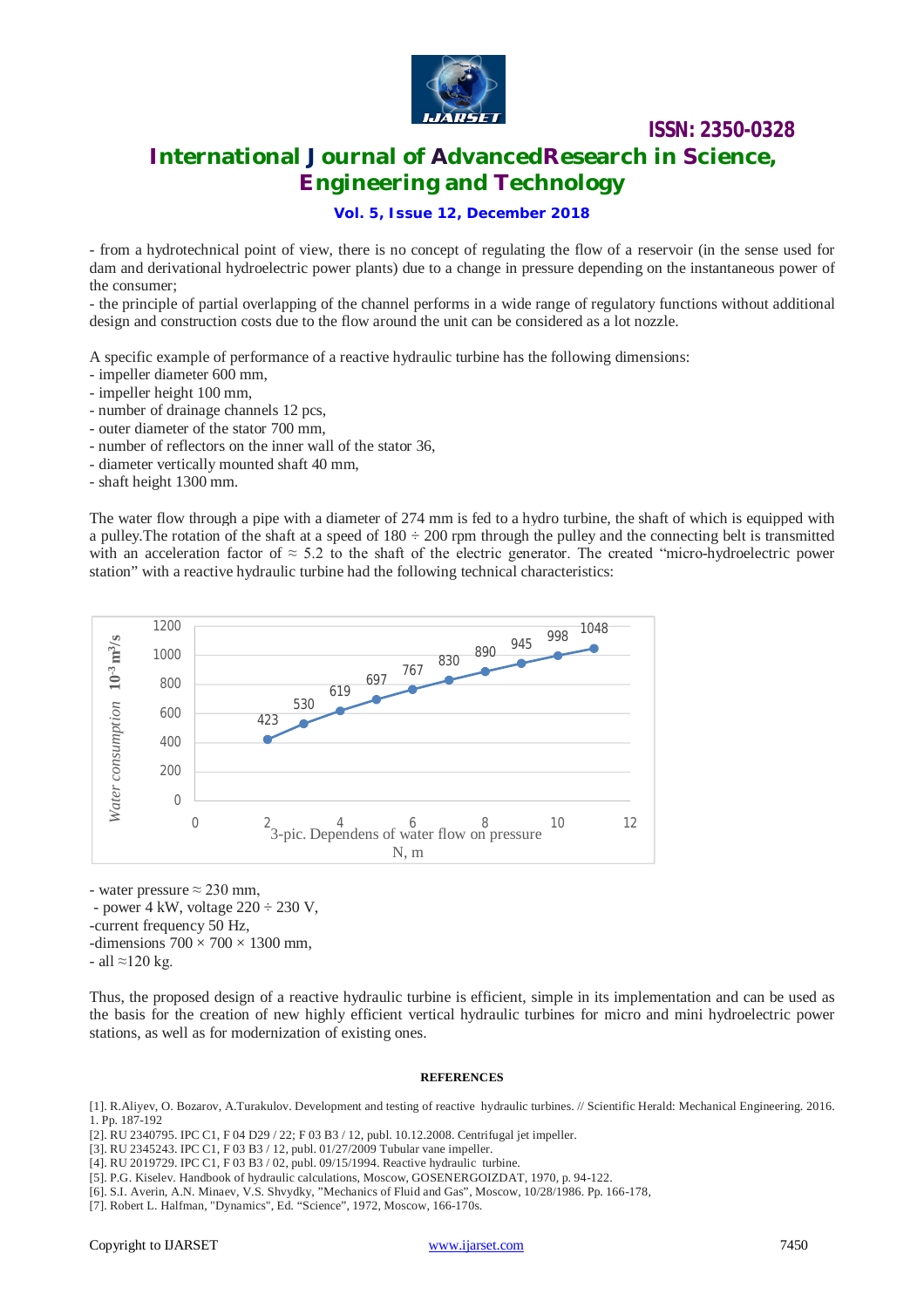- from a hydrotechnical point of view, there is no concept of regulating the flow of a reservoir (in the sense used for dam and derivational hydroelectric power plants) due to a change in pressure depending on the instantaneous power of the consumer;

- the principle of partial overlapping of the channel performs in a wide range of regulatory functions without additional design and construction costs due to the flow around the unit can be considered as a lot nozzle.

A specific example of performance of a reactive hydraulic turbine has the following dimensions:

- impeller diameter 600 mm,
- impeller height 100 mm,
- number of drainage channels 12 pcs,
- outer diameter of the stator 700 mm,
- number of reflectors on the inner wall of the stator 36,
- diameter vertically mounted shaft 40 mm,
- shaft height 1300 mm.

The water flow through a pipe with a diameter of 274 mm is fed to a hydro turbine, the shaft of which is equipped with a pulley.The rotation of the shaft at a speed of 180 ÷ 200 rpm through the pulley and the connecting belt is transmitted with an acceleration factor of ≈ 5.2 to the shaft of the electric generator. The created "micro-hydroelectric power station" with a reactive hydraulic turbine had the following technical characteristics:

| N, m | Water consumption $10^{-3}$ m$^3$/s |
| --- | --- |
| 2 | 423 |
| 3 | 530 |
| 4 | 619 |
| 5 | 697 |
| 6 | 767 |
| 7 | 830 |
| 8 | 890 |
| 9 | 945 |
| 10 | 998 |
| 11 | 1048 |

3-pic. Dependens of water flow on pressure

- water pressure ≈ 230 mm,
- power 4 kW, voltage 220 ÷ 230 V,
- current frequency 50 Hz,
- dimensions 700 × 700 × 1300 mm,
- all ≈120 kg.

Thus, the proposed design of a reactive hydraulic turbine is efficient, simple in its implementation and can be used as the basis for the creation of new highly efficient vertical hydraulic turbines for micro and mini hydroelectric power stations, as well as for modernization of existing ones.

## REFERENCES

[1]. R.Aliyev, O. Bozarov, A.Turakulov. Development and testing of reactive hydraulic turbines. // Scientific Herald: Mechanical Engineering. 2016. 1. Pp. 187-192

[2]. RU 2340795. IPC C1, F 04 D29 / 22; F 03 B3 / 12, publ. 10.12.2008. Centrifugal jet impeller.

[3]. RU 2345243. IPC C1, F 03 B3 / 12, publ. 01/27/2009 Tubular vane impeller.

[4]. RU 2019729. IPC C1, F 03 B3 / 02, publ. 09/15/1994. Reactive hydraulic turbine.

[5]. P.G. Kiselev. Handbook of hydraulic calculations, Moscow, GOSENERGOIZDAT, 1970, p. 94-122.

[6]. S.I. Averin, A.N. Minaev, V.S. Shvydky, "Mechanics of Fluid and Gas", Moscow, 10/28/1986. Pp. 166-178,

[7]. Robert L. Halfman, "Dynamics", Ed. "Science", 1972, Moscow, 166-170s.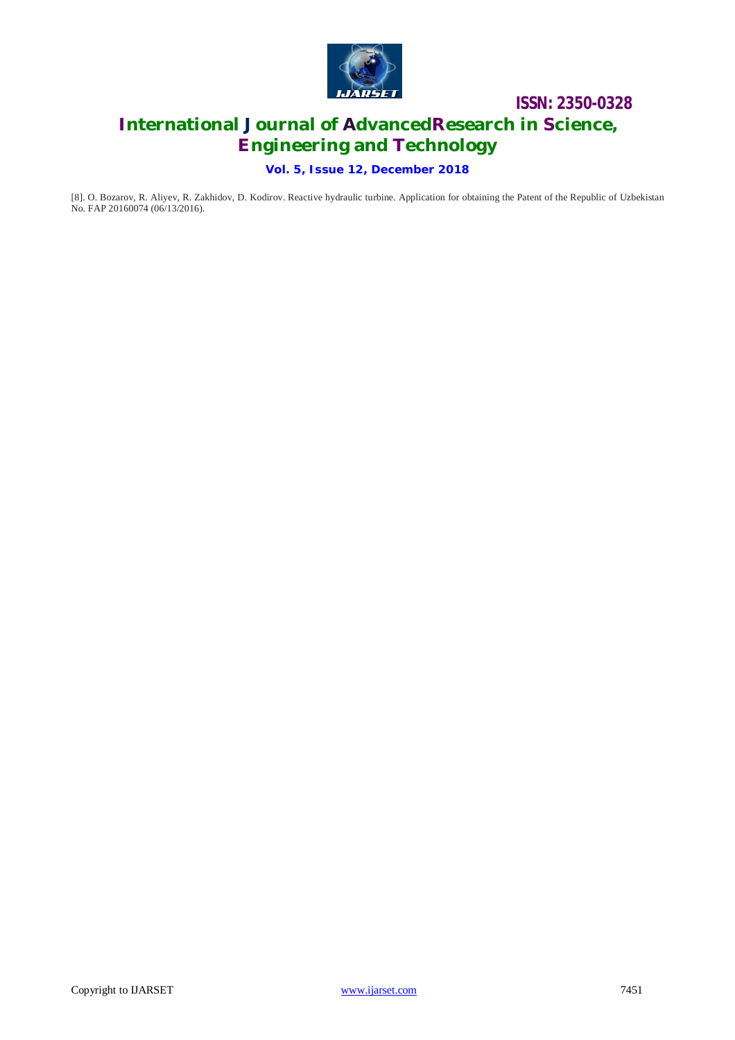[8]. O. Bozarov, R. Aliyev, R. Zakhidov, D. Kodirov. Reactive hydraulic turbine. Application for obtaining the Patent of the Republic of Uzbekistan No. FAP 20160074 (06/13/2016).